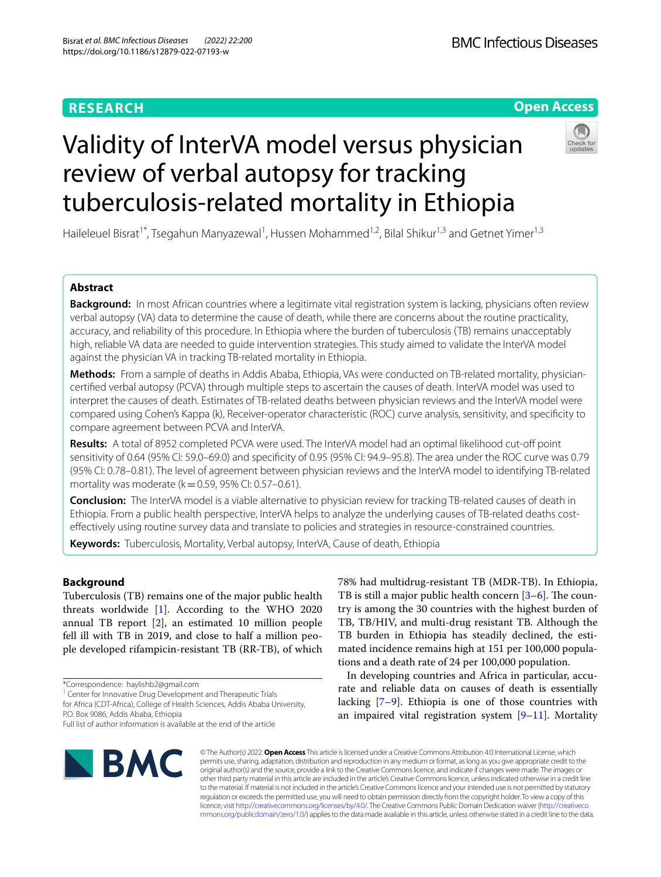**RESEARCH** **Open Access**

# Validity of InterVA model versus physician review of verbal autopsy for tracking tuberculosis-related mortality in Ethiopia

Haileleuel Bisrat[1*], Tsegahun Manyazewal[1], Hussen Mohammed[1,2], Bilal Shikur[1,3] and Getnet Yimer[1,3]

## Abstract

**Background:** In most African countries where a legitimate vital registration system is lacking, physicians often review verbal autopsy (VA) data to determine the cause of death, while there are concerns about the routine practicality, accuracy, and reliability of this procedure. In Ethiopia where the burden of tuberculosis (TB) remains unacceptably high, reliable VA data are needed to guide intervention strategies. This study aimed to validate the InterVA model against the physician VA in tracking TB-related mortality in Ethiopia.

**Methods:** From a sample of deaths in Addis Ababa, Ethiopia, VAs were conducted on TB-related mortality, physician-certified verbal autopsy (PCVA) through multiple steps to ascertain the causes of death. InterVA model was used to interpret the causes of death. Estimates of TB-related deaths between physician reviews and the InterVA model were compared using Cohen's Kappa (k), Receiver-operator characteristic (ROC) curve analysis, sensitivity, and specificity to compare agreement between PCVA and InterVA.

**Results:** A total of 8952 completed PCVA were used. The InterVA model had an optimal likelihood cut-off point sensitivity of 0.64 (95% CI: 59.0–69.0) and specificity of 0.95 (95% CI: 94.9–95.8). The area under the ROC curve was 0.79 (95% CI: 0.78–0.81). The level of agreement between physician reviews and the InterVA model to identifying TB-related mortality was moderate (k = 0.59, 95% CI: 0.57–0.61).

**Conclusion:** The InterVA model is a viable alternative to physician review for tracking TB-related causes of death in Ethiopia. From a public health perspective, InterVA helps to analyze the underlying causes of TB-related deaths cost-effectively using routine survey data and translate to policies and strategies in resource-constrained countries.

**Keywords:** Tuberculosis, Mortality, Verbal autopsy, InterVA, Cause of death, Ethiopia

## Background

Tuberculosis (TB) remains one of the major public health threats worldwide [1]. According to the WHO 2020 annual TB report [2], an estimated 10 million people fell ill with TB in 2019, and close to half a million people developed rifampicin-resistant TB (RR-TB), of which 78% had multidrug-resistant TB (MDR-TB). In Ethiopia, TB is still a major public health concern [3–6]. The country is among the 30 countries with the highest burden of TB, TB/HIV, and multi-drug resistant TB. Although the TB burden in Ethiopia has steadily declined, the estimated incidence remains high at 151 per 100,000 populations and a death rate of 24 per 100,000 population.

In developing countries and Africa in particular, accurate and reliable data on causes of death is essentially lacking [7–9]. Ethiopia is one of those countries with an impaired vital registration system [9–11]. Mortality

*Correspondence: haylishb2@gmail.com
[1] Center for Innovative Drug Development and Therapeutic Trials for Africa (CDT-Africa), College of Health Sciences, Addis Ababa University, P.O. Box 9086, Addis Ababa, Ethiopia
Full list of author information is available at the end of the article

© The Author(s) 2022. **Open Access** This article is licensed under a Creative Commons Attribution 4.0 International License, which permits use, sharing, adaptation, distribution and reproduction in any medium or format, as long as you give appropriate credit to the original author(s) and the source, provide a link to the Creative Commons licence, and indicate if changes were made. The images or other third party material in this article are included in the article's Creative Commons licence, unless indicated otherwise in a credit line to the material. If material is not included in the article's Creative Commons licence and your intended use is not permitted by statutory regulation or exceeds the permitted use, you will need to obtain permission directly from the copyright holder. To view a copy of this licence, visit http://creativecommons.org/licenses/by/4.0/. The Creative Commons Public Domain Dedication waiver (http://creativecommons.org/publicdomain/zero/1.0/) applies to the data made available in this article, unless otherwise stated in a credit line to the data.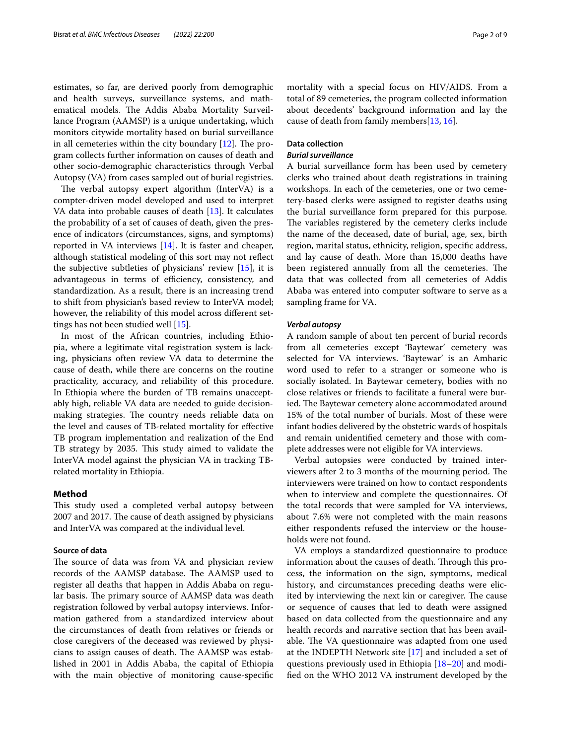estimates, so far, are derived poorly from demographic and health surveys, surveillance systems, and mathematical models. The Addis Ababa Mortality Surveillance Program (AAMSP) is a unique undertaking, which monitors citywide mortality based on burial surveillance in all cemeteries within the city boundary [12]. The program collects further information on causes of death and other socio-demographic characteristics through Verbal Autopsy (VA) from cases sampled out of burial registries.

The verbal autopsy expert algorithm (InterVA) is a compter-driven model developed and used to interpret VA data into probable causes of death [13]. It calculates the probability of a set of causes of death, given the presence of indicators (circumstances, signs, and symptoms) reported in VA interviews [14]. It is faster and cheaper, although statistical modeling of this sort may not reflect the subjective subtleties of physicians' review [15], it is advantageous in terms of efficiency, consistency, and standardization. As a result, there is an increasing trend to shift from physician's based review to InterVA model; however, the reliability of this model across different settings has not been studied well [15].

In most of the African countries, including Ethiopia, where a legitimate vital registration system is lacking, physicians often review VA data to determine the cause of death, while there are concerns on the routine practicality, accuracy, and reliability of this procedure. In Ethiopia where the burden of TB remains unacceptably high, reliable VA data are needed to guide decision-making strategies. The country needs reliable data on the level and causes of TB-related mortality for effective TB program implementation and realization of the End TB strategy by 2035. This study aimed to validate the InterVA model against the physician VA in tracking TB-related mortality in Ethiopia.

## Method

This study used a completed verbal autopsy between 2007 and 2017. The cause of death assigned by physicians and InterVA was compared at the individual level.

### Source of data

The source of data was from VA and physician review records of the AAMSP database. The AAMSP used to register all deaths that happen in Addis Ababa on regular basis. The primary source of AAMSP data was death registration followed by verbal autopsy interviews. Information gathered from a standardized interview about the circumstances of death from relatives or friends or close caregivers of the deceased was reviewed by physicians to assign causes of death. The AAMSP was established in 2001 in Addis Ababa, the capital of Ethiopia with the main objective of monitoring cause-specific mortality with a special focus on HIV/AIDS. From a total of 89 cemeteries, the program collected information about decedents' background information and lay the cause of death from family members[13, 16].

### Data collection

#### *Burial surveillance*

A burial surveillance form has been used by cemetery clerks who trained about death registrations in training workshops. In each of the cemeteries, one or two cemetery-based clerks were assigned to register deaths using the burial surveillance form prepared for this purpose. The variables registered by the cemetery clerks include the name of the deceased, date of burial, age, sex, birth region, marital status, ethnicity, religion, specific address, and lay cause of death. More than 15,000 deaths have been registered annually from all the cemeteries. The data that was collected from all cemeteries of Addis Ababa was entered into computer software to serve as a sampling frame for VA.

#### *Verbal autopsy*

A random sample of about ten percent of burial records from all cemeteries except 'Baytewar' cemetery was selected for VA interviews. 'Baytewar' is an Amharic word used to refer to a stranger or someone who is socially isolated. In Baytewar cemetery, bodies with no close relatives or friends to facilitate a funeral were buried. The Baytewar cemetery alone accommodated around 15% of the total number of burials. Most of these were infant bodies delivered by the obstetric wards of hospitals and remain unidentified cemetery and those with complete addresses were not eligible for VA interviews.

Verbal autopsies were conducted by trained interviewers after 2 to 3 months of the mourning period. The interviewers were trained on how to contact respondents when to interview and complete the questionnaires. Of the total records that were sampled for VA interviews, about 7.6% were not completed with the main reasons either respondents refused the interview or the households were not found.

VA employs a standardized questionnaire to produce information about the causes of death. Through this process, the information on the sign, symptoms, medical history, and circumstances preceding deaths were elicited by interviewing the next kin or caregiver. The cause or sequence of causes that led to death were assigned based on data collected from the questionnaire and any health records and narrative section that has been available. The VA questionnaire was adapted from one used at the INDEPTH Network site [17] and included a set of questions previously used in Ethiopia [18–20] and modified on the WHO 2012 VA instrument developed by the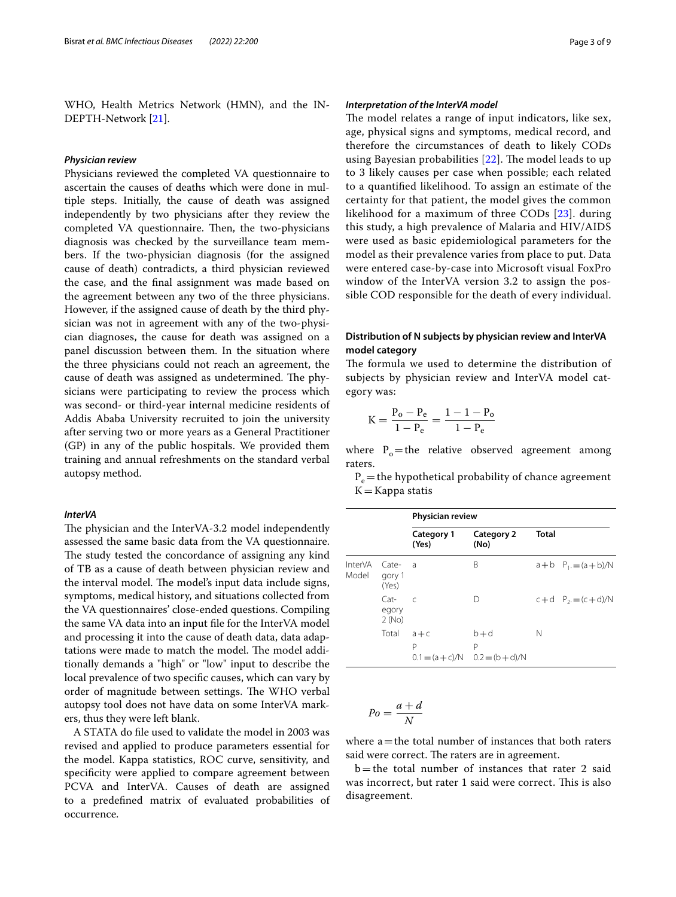WHO, Health Metrics Network (HMN), and the IN-DEPTH-Network [21].

### Physician review

Physicians reviewed the completed VA questionnaire to ascertain the causes of deaths which were done in multiple steps. Initially, the cause of death was assigned independently by two physicians after they review the completed VA questionnaire. Then, the two-physicians diagnosis was checked by the surveillance team members. If the two-physician diagnosis (for the assigned cause of death) contradicts, a third physician reviewed the case, and the final assignment was made based on the agreement between any two of the three physicians. However, if the assigned cause of death by the third physician was not in agreement with any of the two-physician diagnoses, the cause for death was assigned on a panel discussion between them. In the situation where the three physicians could not reach an agreement, the cause of death was assigned as undetermined. The physicians were participating to review the process which was second- or third-year internal medicine residents of Addis Ababa University recruited to join the university after serving two or more years as a General Practitioner (GP) in any of the public hospitals. We provided them training and annual refreshments on the standard verbal autopsy method.

### InterVA

The physician and the InterVA-3.2 model independently assessed the same basic data from the VA questionnaire. The study tested the concordance of assigning any kind of TB as a cause of death between physician review and the interval model. The model's input data include signs, symptoms, medical history, and situations collected from the VA questionnaires' close-ended questions. Compiling the same VA data into an input file for the InterVA model and processing it into the cause of death data, data adaptations were made to match the model. The model additionally demands a "high" or "low" input to describe the local prevalence of two specific causes, which can vary by order of magnitude between settings. The WHO verbal autopsy tool does not have data on some InterVA markers, thus they were left blank.

A STATA do file used to validate the model in 2003 was revised and applied to produce parameters essential for the model. Kappa statistics, ROC curve, sensitivity, and specificity were applied to compare agreement between PCVA and InterVA. Causes of death are assigned to a predefined matrix of evaluated probabilities of occurrence.

### Interpretation of the InterVA model

The model relates a range of input indicators, like sex, age, physical signs and symptoms, medical record, and therefore the circumstances of death to likely CODs using Bayesian probabilities [22]. The model leads to up to 3 likely causes per case when possible; each related to a quantified likelihood. To assign an estimate of the certainty for that patient, the model gives the common likelihood for a maximum of three CODs [23]. during this study, a high prevalence of Malaria and HIV/AIDS were used as basic epidemiological parameters for the model as their prevalence varies from place to put. Data were entered case-by-case into Microsoft visual FoxPro window of the InterVA version 3.2 to assign the possible COD responsible for the death of every individual.

### Distribution of N subjects by physician review and InterVA model category

The formula we used to determine the distribution of subjects by physician review and InterVA model category was:

$$K = \frac{P_o - P_e}{1 - P_e} = \frac{1 - 1 - P_o}{1 - P_e}$$

where $P_o$ = the relative observed agreement among raters.

$P_e$ = the hypothetical probability of chance agreement
K = Kappa statis

| | | Physician review | | |
|---|---|---|---|---|
| | | Category 1 (Yes) | Category 2 (No) | Total |
| InterVA Model | Category 1 (Yes) | a | B | a + b  $P_{1.} = (a + b)/N$ |
| | Category 2 (No) | c | D | c + d  $P_{2.} = (c + d)/N$ |
| | Total | a + c<br>$P_{0.1} = (a + c)/N$ | b + d<br>$P_{0.2} = (b + d)/N$ | N |

$$Po = \frac{a + d}{N}$$

where a = the total number of instances that both raters said were correct. The raters are in agreement.

b = the total number of instances that rater 2 said was incorrect, but rater 1 said were correct. This is also disagreement.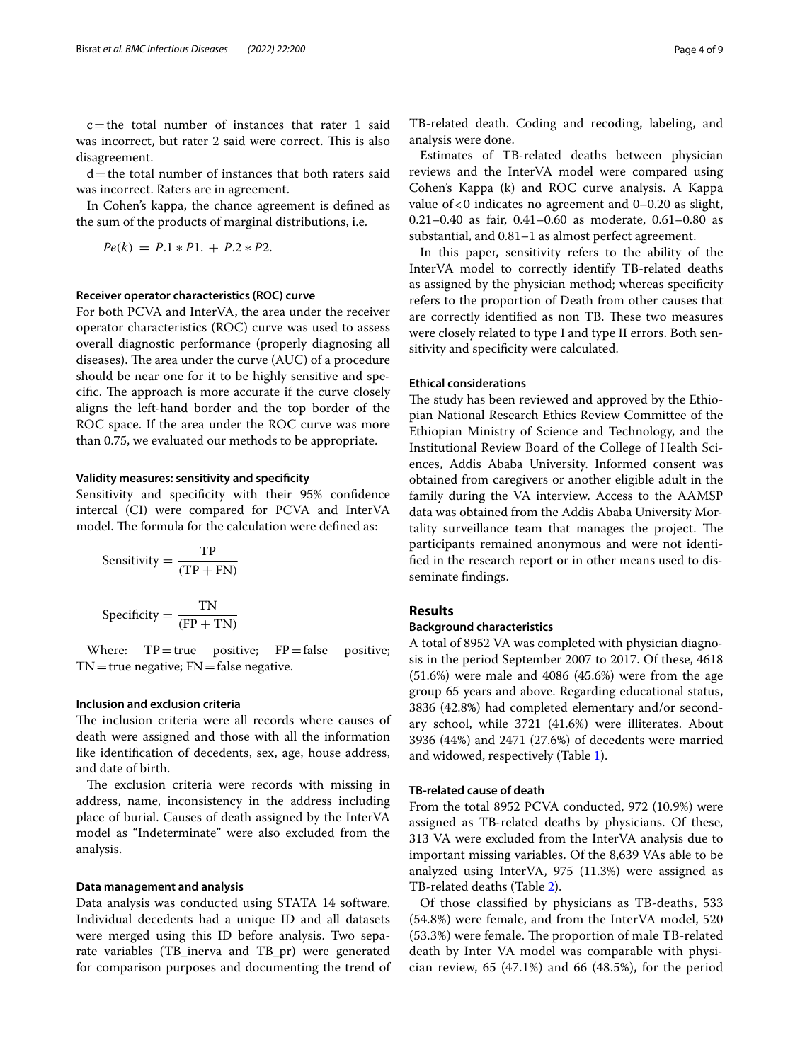c = the total number of instances that rater 1 said was incorrect, but rater 2 said were correct. This is also disagreement.

d = the total number of instances that both raters said was incorrect. Raters are in agreement.

In Cohen's kappa, the chance agreement is defined as the sum of the products of marginal distributions, i.e.

$$Pe(k) = P.1 * P1. + P.2 * P2.$$

#### Receiver operator characteristics (ROC) curve

For both PCVA and InterVA, the area under the receiver operator characteristics (ROC) curve was used to assess overall diagnostic performance (properly diagnosing all diseases). The area under the curve (AUC) of a procedure should be near one for it to be highly sensitive and specific. The approach is more accurate if the curve closely aligns the left-hand border and the top border of the ROC space. If the area under the ROC curve was more than 0.75, we evaluated our methods to be appropriate.

#### Validity measures: sensitivity and specificity

Sensitivity and specificity with their 95% confidence intercal (CI) were compared for PCVA and InterVA model. The formula for the calculation were defined as:

$$\text{Sensitivity} = \frac{\text{TP}}{(\text{TP} + \text{FN})}$$

$$\text{Specificity} = \frac{\text{TN}}{(\text{FP} + \text{TN})}$$

Where: TP = true positive; FP = false positive; TN = true negative; FN = false negative.

#### Inclusion and exclusion criteria

The inclusion criteria were all records where causes of death were assigned and those with all the information like identification of decedents, sex, age, house address, and date of birth.

The exclusion criteria were records with missing in address, name, inconsistency in the address including place of burial. Causes of death assigned by the InterVA model as "Indeterminate" were also excluded from the analysis.

#### Data management and analysis

Data analysis was conducted using STATA 14 software. Individual decedents had a unique ID and all datasets were merged using this ID before analysis. Two separate variables (TB_inerva and TB_pr) were generated for comparison purposes and documenting the trend of TB-related death. Coding and recoding, labeling, and analysis were done.

Estimates of TB-related deaths between physician reviews and the InterVA model were compared using Cohen's Kappa (k) and ROC curve analysis. A Kappa value of < 0 indicates no agreement and 0–0.20 as slight, 0.21–0.40 as fair, 0.41–0.60 as moderate, 0.61–0.80 as substantial, and 0.81–1 as almost perfect agreement.

In this paper, sensitivity refers to the ability of the InterVA model to correctly identify TB-related deaths as assigned by the physician method; whereas specificity refers to the proportion of Death from other causes that are correctly identified as non TB. These two measures were closely related to type I and type II errors. Both sensitivity and specificity were calculated.

#### Ethical considerations

The study has been reviewed and approved by the Ethiopian National Research Ethics Review Committee of the Ethiopian Ministry of Science and Technology, and the Institutional Review Board of the College of Health Sciences, Addis Ababa University. Informed consent was obtained from caregivers or another eligible adult in the family during the VA interview. Access to the AAMSP data was obtained from the Addis Ababa University Mortality surveillance team that manages the project. The participants remained anonymous and were not identified in the research report or in other means used to disseminate findings.

## Results

#### Background characteristics

A total of 8952 VA was completed with physician diagnosis in the period September 2007 to 2017. Of these, 4618 (51.6%) were male and 4086 (45.6%) were from the age group 65 years and above. Regarding educational status, 3836 (42.8%) had completed elementary and/or secondary school, while 3721 (41.6%) were illiterates. About 3936 (44%) and 2471 (27.6%) of decedents were married and widowed, respectively (Table 1).

#### TB-related cause of death

From the total 8952 PCVA conducted, 972 (10.9%) were assigned as TB-related deaths by physicians. Of these, 313 VA were excluded from the InterVA analysis due to important missing variables. Of the 8,639 VAs able to be analyzed using InterVA, 975 (11.3%) were assigned as TB-related deaths (Table 2).

Of those classified by physicians as TB-deaths, 533 (54.8%) were female, and from the InterVA model, 520 (53.3%) were female. The proportion of male TB-related death by Inter VA model was comparable with physician review, 65 (47.1%) and 66 (48.5%), for the period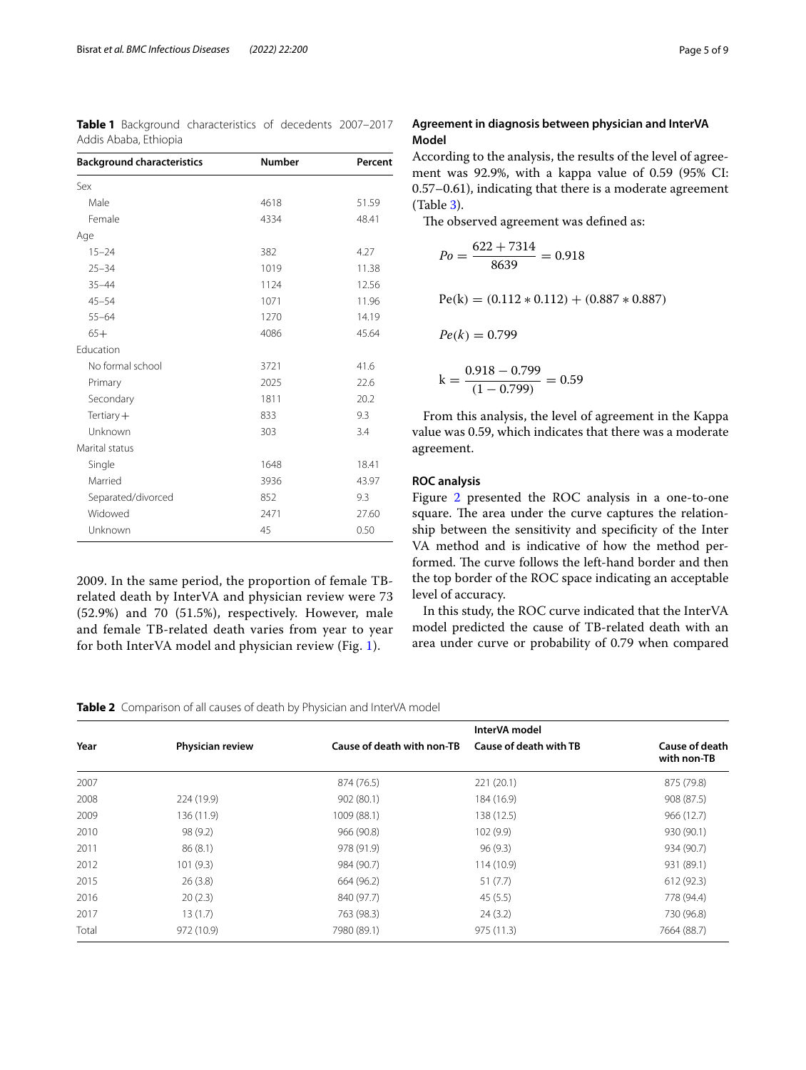**Table 1** Background characteristics of decedents 2007–2017 Addis Ababa, Ethiopia

| Background characteristics | Number | Percent |
|---|---|---|
| Sex | | |
| Male | 4618 | 51.59 |
| Female | 4334 | 48.41 |
| Age | | |
| 15–24 | 382 | 4.27 |
| 25–34 | 1019 | 11.38 |
| 35–44 | 1124 | 12.56 |
| 45–54 | 1071 | 11.96 |
| 55–64 | 1270 | 14.19 |
| 65+ | 4086 | 45.64 |
| Education | | |
| No formal school | 3721 | 41.6 |
| Primary | 2025 | 22.6 |
| Secondary | 1811 | 20.2 |
| Tertiary+ | 833 | 9.3 |
| Unknown | 303 | 3.4 |
| Marital status | | |
| Single | 1648 | 18.41 |
| Married | 3936 | 43.97 |
| Separated/divorced | 852 | 9.3 |
| Widowed | 2471 | 27.60 |
| Unknown | 45 | 0.50 |

2009. In the same period, the proportion of female TB-related death by InterVA and physician review were 73 (52.9%) and 70 (51.5%), respectively. However, male and female TB-related death varies from year to year for both InterVA model and physician review (Fig. 1).

### Agreement in diagnosis between physician and InterVA Model

According to the analysis, the results of the level of agreement was 92.9%, with a kappa value of 0.59 (95% CI: 0.57–0.61), indicating that there is a moderate agreement (Table 3).

The observed agreement was defined as:

$$Po = \frac{622 + 7314}{8639} = 0.918$$

$$\mathrm{Pe(k)} = (0.112 * 0.112) + (0.887 * 0.887)$$

$$Pe(k) = 0.799$$

$$\mathrm{k} = \frac{0.918 - 0.799}{(1 - 0.799)} = 0.59$$

From this analysis, the level of agreement in the Kappa value was 0.59, which indicates that there was a moderate agreement.

### ROC analysis

Figure 2 presented the ROC analysis in a one-to-one square. The area under the curve captures the relationship between the sensitivity and specificity of the Inter VA method and is indicative of how the method performed. The curve follows the left-hand border and then the top border of the ROC space indicating an acceptable level of accuracy.

In this study, the ROC curve indicated that the InterVA model predicted the cause of TB-related death with an area under curve or probability of 0.79 when compared

**Table 2** Comparison of all causes of death by Physician and InterVA model

| Year | Physician review | Cause of death with non-TB | InterVA model<br>Cause of death with TB | Cause of death with non-TB |
|---|---|---|---|---|
| 2007 | | 874 (76.5) | 221 (20.1) | 875 (79.8) |
| 2008 | 224 (19.9) | 902 (80.1) | 184 (16.9) | 908 (87.5) |
| 2009 | 136 (11.9) | 1009 (88.1) | 138 (12.5) | 966 (12.7) |
| 2010 | 98 (9.2) | 966 (90.8) | 102 (9.9) | 930 (90.1) |
| 2011 | 86 (8.1) | 978 (91.9) | 96 (9.3) | 934 (90.7) |
| 2012 | 101 (9.3) | 984 (90.7) | 114 (10.9) | 931 (89.1) |
| 2015 | 26 (3.8) | 664 (96.2) | 51 (7.7) | 612 (92.3) |
| 2016 | 20 (2.3) | 840 (97.7) | 45 (5.5) | 778 (94.4) |
| 2017 | 13 (1.7) | 763 (98.3) | 24 (3.2) | 730 (96.8) |
| Total | 972 (10.9) | 7980 (89.1) | 975 (11.3) | 7664 (88.7) |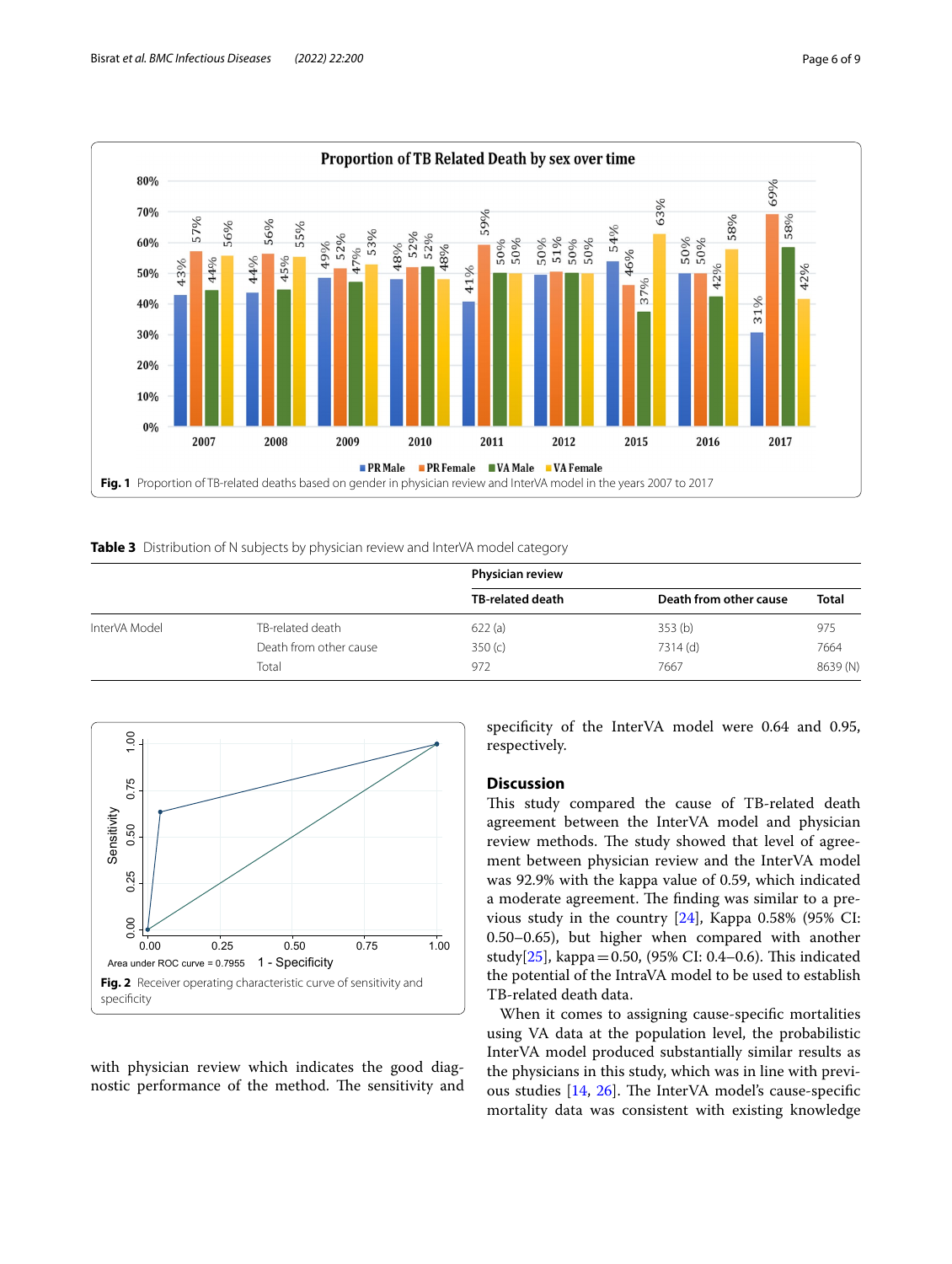Fig. 1 Proportion of TB-related deaths based on gender in physician review and InterVA model in the years 2007 to 2017

**Table 3** Distribution of N subjects by physician review and InterVA model category

| | | Physician review | | |
|---|---|---|---|---|
| | | TB-related death | Death from other cause | Total |
| InterVA Model | TB-related death | 622 (a) | 353 (b) | 975 |
| | Death from other cause | 350 (c) | 7314 (d) | 7664 |
| | Total | 972 | 7667 | 8639 (N) |

Fig. 2 Receiver operating characteristic curve of sensitivity and specificity

with physician review which indicates the good diagnostic performance of the method. The sensitivity and specificity of the InterVA model were 0.64 and 0.95, respectively.

## Discussion

This study compared the cause of TB-related death agreement between the InterVA model and physician review methods. The study showed that level of agreement between physician review and the InterVA model was 92.9% with the kappa value of 0.59, which indicated a moderate agreement. The finding was similar to a previous study in the country [24], Kappa 0.58% (95% CI: 0.50–0.65), but higher when compared with another study[25], kappa = 0.50, (95% CI: 0.4–0.6). This indicated the potential of the IntraVA model to be used to establish TB-related death data.

When it comes to assigning cause-specific mortalities using VA data at the population level, the probabilistic InterVA model produced substantially similar results as the physicians in this study, which was in line with previous studies [14, 26]. The InterVA model's cause-specific mortality data was consistent with existing knowledge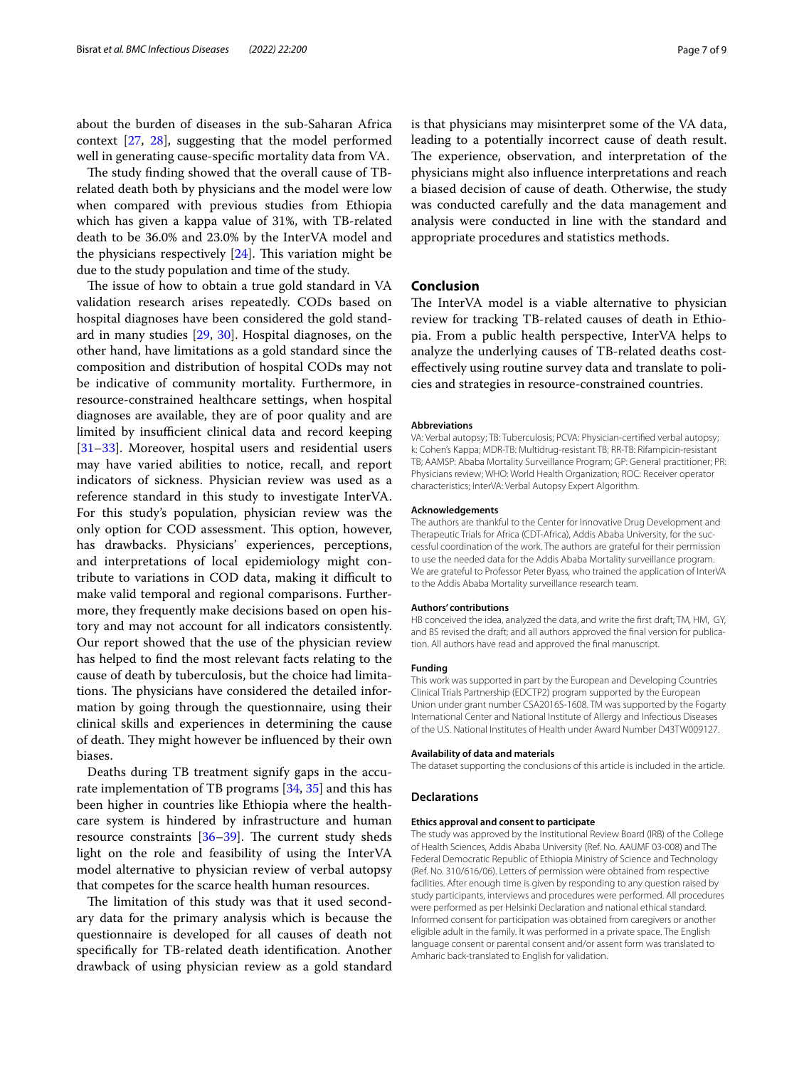about the burden of diseases in the sub-Saharan Africa context [27, 28], suggesting that the model performed well in generating cause-specific mortality data from VA.

The study finding showed that the overall cause of TB-related death both by physicians and the model were low when compared with previous studies from Ethiopia which has given a kappa value of 31%, with TB-related death to be 36.0% and 23.0% by the InterVA model and the physicians respectively [24]. This variation might be due to the study population and time of the study.

The issue of how to obtain a true gold standard in VA validation research arises repeatedly. CODs based on hospital diagnoses have been considered the gold standard in many studies [29, 30]. Hospital diagnoses, on the other hand, have limitations as a gold standard since the composition and distribution of hospital CODs may not be indicative of community mortality. Furthermore, in resource-constrained healthcare settings, when hospital diagnoses are available, they are of poor quality and are limited by insufficient clinical data and record keeping [31–33]. Moreover, hospital users and residential users may have varied abilities to notice, recall, and report indicators of sickness. Physician review was used as a reference standard in this study to investigate InterVA. For this study's population, physician review was the only option for COD assessment. This option, however, has drawbacks. Physicians' experiences, perceptions, and interpretations of local epidemiology might contribute to variations in COD data, making it difficult to make valid temporal and regional comparisons. Furthermore, they frequently make decisions based on open history and may not account for all indicators consistently. Our report showed that the use of the physician review has helped to find the most relevant facts relating to the cause of death by tuberculosis, but the choice had limitations. The physicians have considered the detailed information by going through the questionnaire, using their clinical skills and experiences in determining the cause of death. They might however be influenced by their own biases.

Deaths during TB treatment signify gaps in the accurate implementation of TB programs [34, 35] and this has been higher in countries like Ethiopia where the healthcare system is hindered by infrastructure and human resource constraints [36–39]. The current study sheds light on the role and feasibility of using the InterVA model alternative to physician review of verbal autopsy that competes for the scarce health human resources.

The limitation of this study was that it used secondary data for the primary analysis which is because the questionnaire is developed for all causes of death not specifically for TB-related death identification. Another drawback of using physician review as a gold standard is that physicians may misinterpret some of the VA data, leading to a potentially incorrect cause of death result. The experience, observation, and interpretation of the physicians might also influence interpretations and reach a biased decision of cause of death. Otherwise, the study was conducted carefully and the data management and analysis were conducted in line with the standard and appropriate procedures and statistics methods.

## Conclusion

The InterVA model is a viable alternative to physician review for tracking TB-related causes of death in Ethiopia. From a public health perspective, InterVA helps to analyze the underlying causes of TB-related deaths cost-effectively using routine survey data and translate to policies and strategies in resource-constrained countries.

#### Abbreviations

VA: Verbal autopsy; TB: Tuberculosis; PCVA: Physician-certified verbal autopsy; k: Cohen's Kappa; MDR-TB: Multidrug-resistant TB; RR-TB: Rifampicin-resistant TB; AAMSP: Ababa Mortality Surveillance Program; GP: General practitioner; PR: Physicians review; WHO: World Health Organization; ROC: Receiver operator characteristics; InterVA: Verbal Autopsy Expert Algorithm.

#### Acknowledgements

The authors are thankful to the Center for Innovative Drug Development and Therapeutic Trials for Africa (CDT-Africa), Addis Ababa University, for the successful coordination of the work. The authors are grateful for their permission to use the needed data for the Addis Ababa Mortality surveillance program. We are grateful to Professor Peter Byass, who trained the application of InterVA to the Addis Ababa Mortality surveillance research team.

#### Authors' contributions

HB conceived the idea, analyzed the data, and write the first draft; TM, HM, GY, and BS revised the draft; and all authors approved the final version for publication. All authors have read and approved the final manuscript.

#### Funding

This work was supported in part by the European and Developing Countries Clinical Trials Partnership (EDCTP2) program supported by the European Union under grant number CSA2016S-1608. TM was supported by the Fogarty International Center and National Institute of Allergy and Infectious Diseases of the U.S. National Institutes of Health under Award Number D43TW009127.

#### Availability of data and materials

The dataset supporting the conclusions of this article is included in the article.

## Declarations

#### Ethics approval and consent to participate

The study was approved by the Institutional Review Board (IRB) of the College of Health Sciences, Addis Ababa University (Ref. No. AAUMF 03-008) and The Federal Democratic Republic of Ethiopia Ministry of Science and Technology (Ref. No. 310/616/06). Letters of permission were obtained from respective facilities. After enough time is given by responding to any question raised by study participants, interviews and procedures were performed. All procedures were performed as per Helsinki Declaration and national ethical standard. Informed consent for participation was obtained from caregivers or another eligible adult in the family. It was performed in a private space. The English language consent or parental consent and/or assent form was translated to Amharic back-translated to English for validation.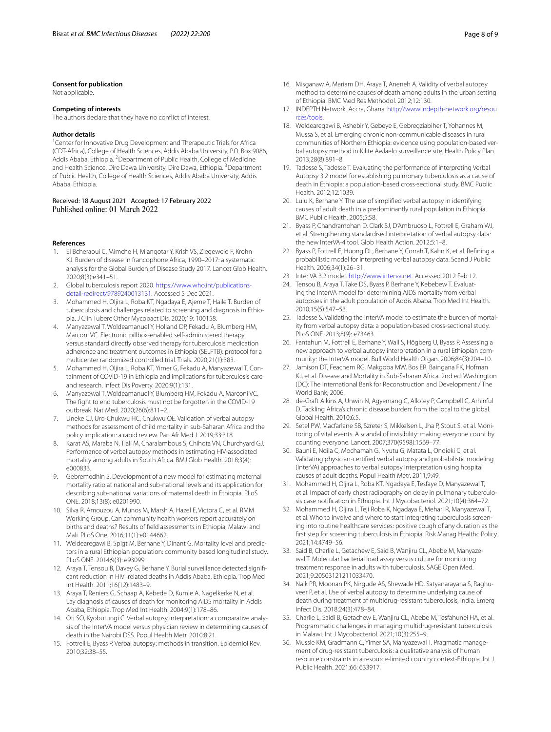### Consent for publication

Not applicable.

### Competing of interests

The authors declare that they have no conflict of interest.

### Author details

[1] Center for Innovative Drug Development and Therapeutic Trials for Africa (CDT-Africa), College of Health Sciences, Addis Ababa University, P.O. Box 9086, Addis Ababa, Ethiopia. [2] Department of Public Health, College of Medicine and Health Science, Dire Dawa University, Dire Dawa, Ethiopia. [3] Department of Public Health, College of Health Sciences, Addis Ababa University, Addis Ababa, Ethiopia.

Received: 18 August 2021 Accepted: 17 February 2022
Published online: 01 March 2022

### References

1. El Bcheraoui C, Mimche H, Miangotar Y, Krish VS, Ziegeweid F, Krohn KJ. Burden of disease in francophone Africa, 1990–2017: a systematic analysis for the Global Burden of Disease Study 2017. Lancet Glob Health. 2020;8(3):e341–51.
2. Global tuberculosis report 2020. https://www.who.int/publications-detail-redirect/9789240013131. Accessed 5 Dec 2021.
3. Mohammed H, Oljira L, Roba KT, Ngadaya E, Ajeme T, Haile T. Burden of tuberculosis and challenges related to screening and diagnosis in Ethiopia. J Clin Tuberc Other Mycobact Dis. 2020;19: 100158.
4. Manyazewal T, Woldeamanuel Y, Holland DP, Fekadu A, Blumberg HM, Marconi VC. Electronic pillbox-enabled self-administered therapy versus standard directly observed therapy for tuberculosis medication adherence and treatment outcomes in Ethiopia (SELFTB): protocol for a multicenter randomized controlled trial. Trials. 2020;21(1):383.
5. Mohammed H, Oljira L, Roba KT, Yimer G, Fekadu A, Manyazewal T. Containment of COVID-19 in Ethiopia and implications for tuberculosis care and research. Infect Dis Poverty. 2020;9(1):131.
6. Manyazewal T, Woldeamanuel Y, Blumberg HM, Fekadu A, Marconi VC. The fight to end tuberculosis must not be forgotten in the COVID-19 outbreak. Nat Med. 2020;26(6):811–2.
7. Uneke CJ, Uro-Chukwu HC, Chukwu OE. Validation of verbal autopsy methods for assessment of child mortality in sub-Saharan Africa and the policy implication: a rapid review. Pan Afr Med J. 2019;33:318.
8. Karat AS, Maraba N, Tlali M, Charalambous S, Chihota VN, Churchyard GJ. Performance of verbal autopsy methods in estimating HIV-associated mortality among adults in South Africa. BMJ Glob Health. 2018;3(4): e000833.
9. Gebremedhin S. Development of a new model for estimating maternal mortality ratio at national and sub-national levels and its application for describing sub-national variations of maternal death in Ethiopia. PLoS ONE. 2018;13(8): e0201990.
10. Silva R, Amouzou A, Munos M, Marsh A, Hazel E, Victora C, et al. RMM Working Group. Can community health workers report accurately on births and deaths? Results of field assessments in Ethiopia, Malawi and Mali. PLoS One. 2016;11(1):e0144662.
11. Weldearegawi B, Spigt M, Berhane Y, Dinant G. Mortality level and predictors in a rural Ethiopian population: community based longitudinal study. PLoS ONE. 2014;9(3): e93099.
12. Araya T, Tensou B, Davey G, Berhane Y. Burial surveillance detected significant reduction in HIV–related deaths in Addis Ababa, Ethiopia. Trop Med Int Health. 2011;16(12):1483–9.
13. Araya T, Reniers G, Schaap A, Kebede D, Kumie A, Nagelkerke N, et al. Lay diagnosis of causes of death for monitoring AIDS mortality in Addis Ababa, Ethiopia. Trop Med Int Health. 2004;9(1):178–86.
14. Oti SO, Kyobutungi C. Verbal autopsy interpretation: a comparative analysis of the InterVA model versus physician review in determining causes of death in the Nairobi DSS. Popul Health Metr. 2010;8:21.
15. Fottrell E, Byass P. Verbal autopsy: methods in transition. Epidemiol Rev. 2010;32:38–55.
16. Misganaw A, Mariam DH, Araya T, Aneneh A. Validity of verbal autopsy method to determine causes of death among adults in the urban setting of Ethiopia. BMC Med Res Methodol. 2012;12:130.
17. INDEPTH Network. Accra, Ghana. http://www.indepth-network.org/resources/tools.
18. Weldearegawi B, Ashebir Y, Gebeye E, Gebregziabiher T, Yohannes M, Mussa S, et al. Emerging chronic non-communicable diseases in rural communities of Northern Ethiopia: evidence using population-based verbal autopsy method in Kilite Awlaelo surveillance site. Health Policy Plan. 2013;28(8):891–8.
19. Tadesse S, Tadesse T. Evaluating the performance of interpreting Verbal Autopsy 3.2 model for establishing pulmonary tuberculosis as a cause of death in Ethiopia: a population-based cross-sectional study. BMC Public Health. 2012;12:1039.
20. Lulu K, Berhane Y. The use of simplified verbal autopsy in identifying causes of adult death in a predominantly rural population in Ethiopia. BMC Public Health. 2005;5:58.
21. Byass P, Chandramohan D, Clark SJ, D'Ambruoso L, Fottrell E, Graham WJ, et al. Strengthening standardised interpretation of verbal autopsy data: the new InterVA-4 tool. Glob Health Action. 2012;5:1–8.
22. Byass P, Fottrell E, Huong DL, Berhane Y, Corrah T, Kahn K, et al. Refining a probabilistic model for interpreting verbal autopsy data. Scand J Public Health. 2006;34(1):26–31.
23. Inter VA 3.2 model. http://www.interva.net. Accessed 2012 Feb 12.
24. Tensou B, Araya T, Take DS, Byass P, Berhane Y, Kebebew T. Evaluating the InterVA model for determining AIDS mortality from verbal autopsies in the adult population of Addis Ababa. Trop Med Int Health. 2010;15(5):547–53.
25. Tadesse S. Validating the InterVA model to estimate the burden of mortality from verbal autopsy data: a population-based cross-sectional study. PLoS ONE. 2013;8(9): e73463.
26. Fantahun M, Fottrell E, Berhane Y, Wall S, Högberg U, Byass P. Assessing a new approach to verbal autopsy interpretation in a rural Ethiopian community: the InterVA model. Bull World Health Organ. 2006;84(3):204–10.
27. Jamison DT, Feachem RG, Makgoba MW, Bos ER, Baingana FK, Hofman KJ, et al. Disease and Mortality in Sub-Saharan Africa. 2nd ed. Washington (DC): The International Bank for Reconstruction and Development / The World Bank; 2006.
28. de-Graft Aikins A, Unwin N, Agyemang C, Allotey P, Campbell C, Arhinful D. Tackling Africa's chronic disease burden: from the local to the global. Global Health. 2010;6:5.
29. Setel PW, Macfarlane SB, Szreter S, Mikkelsen L, Jha P, Stout S, et al. Monitoring of vital events. A scandal of invisibility: making everyone count by counting everyone. Lancet. 2007;370(9598):1569–77.
30. Bauni E, Ndila C, Mochamah G, Nyutu G, Matata L, Ondieki C, et al. Validating physician-certified verbal autopsy and probabilistic modeling (InterVA) approaches to verbal autopsy interpretation using hospital causes of adult deaths. Popul Health Metr. 2011;9:49.
31. Mohammed H, Oljira L, Roba KT, Ngadaya E, Tesfaye D, Manyazewal T, et al. Impact of early chest radiography on delay in pulmonary tuberculosis case notification in Ethiopia. Int J Mycobacteriol. 2021;10(4):364–72.
32. Mohammed H, Oljira L, Teji Roba K, Ngadaya E, Mehari R, Manyazewal T, et al. Who to involve and where to start integrating tuberculosis screening into routine healthcare services: positive cough of any duration as the first step for screening tuberculosis in Ethiopia. Risk Manag Healthc Policy. 2021;14:4749–56.
33. Said B, Charlie L, Getachew E, Said B, Wanjiru CL, Abebe M, Manyazewal T. Molecular bacterial load assay versus culture for monitoring treatment response in adults with tuberculosis. SAGE Open Med. 2021;9:20503121211033470.
34. Naik PR, Moonan PK, Nirgude AS, Shewade HD, Satyanarayana S, Raghuveer P, et al. Use of verbal autopsy to determine underlying cause of death during treatment of multidrug-resistant tuberculosis, India. Emerg Infect Dis. 2018;24(3):478–84.
35. Charlie L, Saidi B, Getachew E, Wanjiru CL, Abebe M, Tesfahunei HA, et al. Programmatic challenges in managing multidrug-resistant tuberculosis in Malawi. Int J Mycobacteriol. 2021;10(3):255–9.
36. Mussie KM, Gradmann C, Yimer SA, Manyazewal T. Pragmatic management of drug-resistant tuberculosis: a qualitative analysis of human resource constraints in a resource-limited country context-Ethiopia. Int J Public Health. 2021;66: 633917.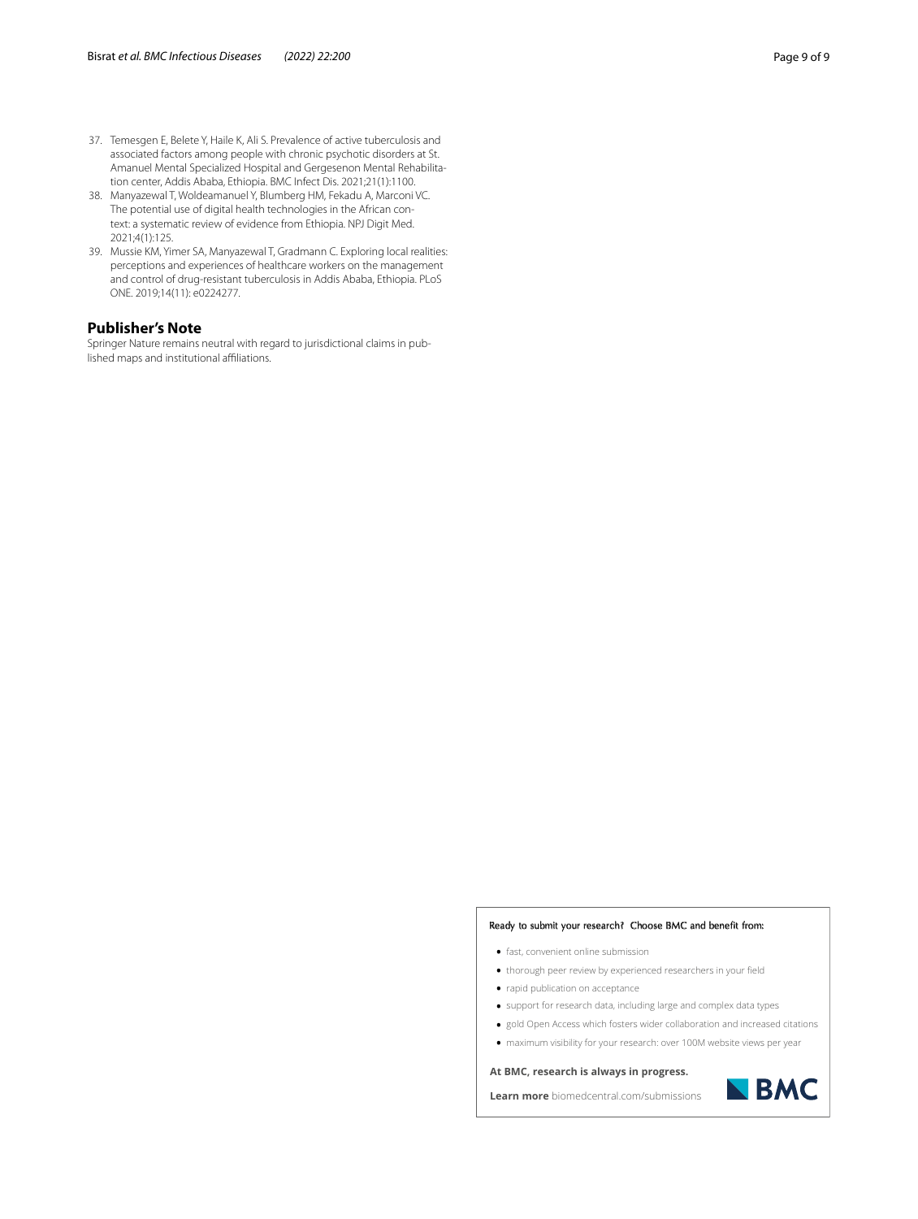37. Temesgen E, Belete Y, Haile K, Ali S. Prevalence of active tuberculosis and associated factors among people with chronic psychotic disorders at St. Amanuel Mental Specialized Hospital and Gergesenon Mental Rehabilitation center, Addis Ababa, Ethiopia. BMC Infect Dis. 2021;21(1):1100.
38. Manyazewal T, Woldeamanuel Y, Blumberg HM, Fekadu A, Marconi VC. The potential use of digital health technologies in the African context: a systematic review of evidence from Ethiopia. NPJ Digit Med. 2021;4(1):125.
39. Mussie KM, Yimer SA, Manyazewal T, Gradmann C. Exploring local realities: perceptions and experiences of healthcare workers on the management and control of drug-resistant tuberculosis in Addis Ababa, Ethiopia. PLoS ONE. 2019;14(11): e0224277.

## Publisher's Note

Springer Nature remains neutral with regard to jurisdictional claims in published maps and institutional affiliations.

Ready to submit your research? Choose BMC and benefit from:

- fast, convenient online submission
- thorough peer review by experienced researchers in your field
- rapid publication on acceptance
- support for research data, including large and complex data types
- gold Open Access which fosters wider collaboration and increased citations
- maximum visibility for your research: over 100M website views per year

**At BMC, research is always in progress.**

**Learn more** biomedcentral.com/submissions

BMC